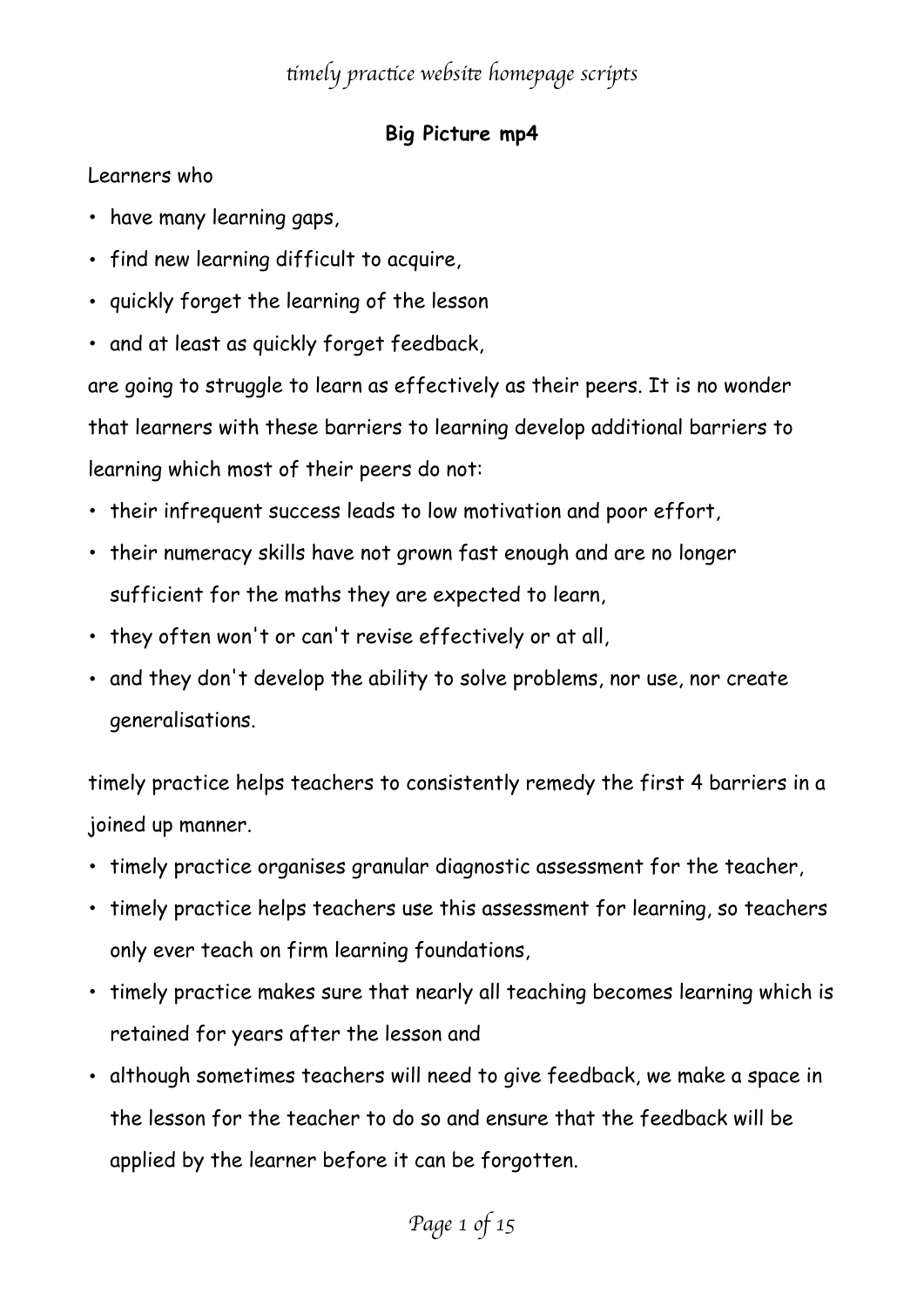# timely practice website homepage scripts

## Big Picture mp4

Learners who

- have many learning gaps,
- find new learning difficult to acquire,
- quickly forget the learning of the lesson
- and at least as quickly forget feedback,

are going to struggle to learn as effectively as their peers. It is no wonder that learners with these barriers to learning develop additional barriers to learning which most of their peers do not:

- their infrequent success leads to low motivation and poor effort,
- their numeracy skills have not grown fast enough and are no longer sufficient for the maths they are expected to learn,
- they often won't or can't revise effectively or at all,
- and they don't develop the ability to solve problems, nor use, nor create generalisations.

timely practice helps teachers to consistently remedy the first 4 barriers in a joined up manner.

- timely practice organises granular diagnostic assessment for the teacher,
- timely practice helps teachers use this assessment for learning, so teachers only ever teach on firm learning foundations,
- timely practice makes sure that nearly all teaching becomes learning which is retained for years after the lesson and
- although sometimes teachers will need to give feedback, we make a space in the lesson for the teacher to do so and ensure that the feedback will be applied by the learner before it can be forgotten.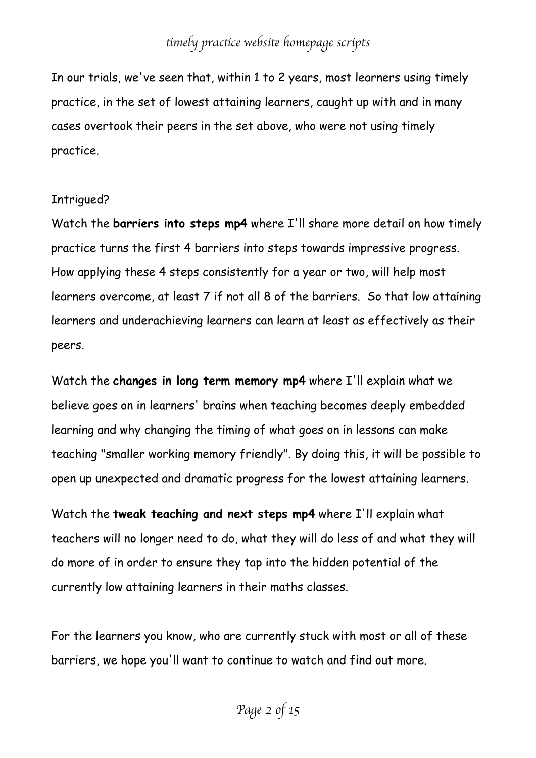In our trials, we've seen that, within 1 to 2 years, most learners using timely practice, in the set of lowest attaining learners, caught up with and in many cases overtook their peers in the set above, who were not using timely practice.

Intrigued?

Watch the **barriers into steps mp4** where I'll share more detail on how timely practice turns the first 4 barriers into steps towards impressive progress. How applying these 4 steps consistently for a year or two, will help most learners overcome, at least 7 if not all 8 of the barriers. So that low attaining learners and underachieving learners can learn at least as effectively as their peers.

Watch the **changes in long term memory mp4** where I'll explain what we believe goes on in learners' brains when teaching becomes deeply embedded learning and why changing the timing of what goes on in lessons can make teaching "smaller working memory friendly". By doing this, it will be possible to open up unexpected and dramatic progress for the lowest attaining learners.

Watch the **tweak teaching and next steps mp4** where I'll explain what teachers will no longer need to do, what they will do less of and what they will do more of in order to ensure they tap into the hidden potential of the currently low attaining learners in their maths classes.

For the learners you know, who are currently stuck with most or all of these barriers, we hope you'll want to continue to watch and find out more.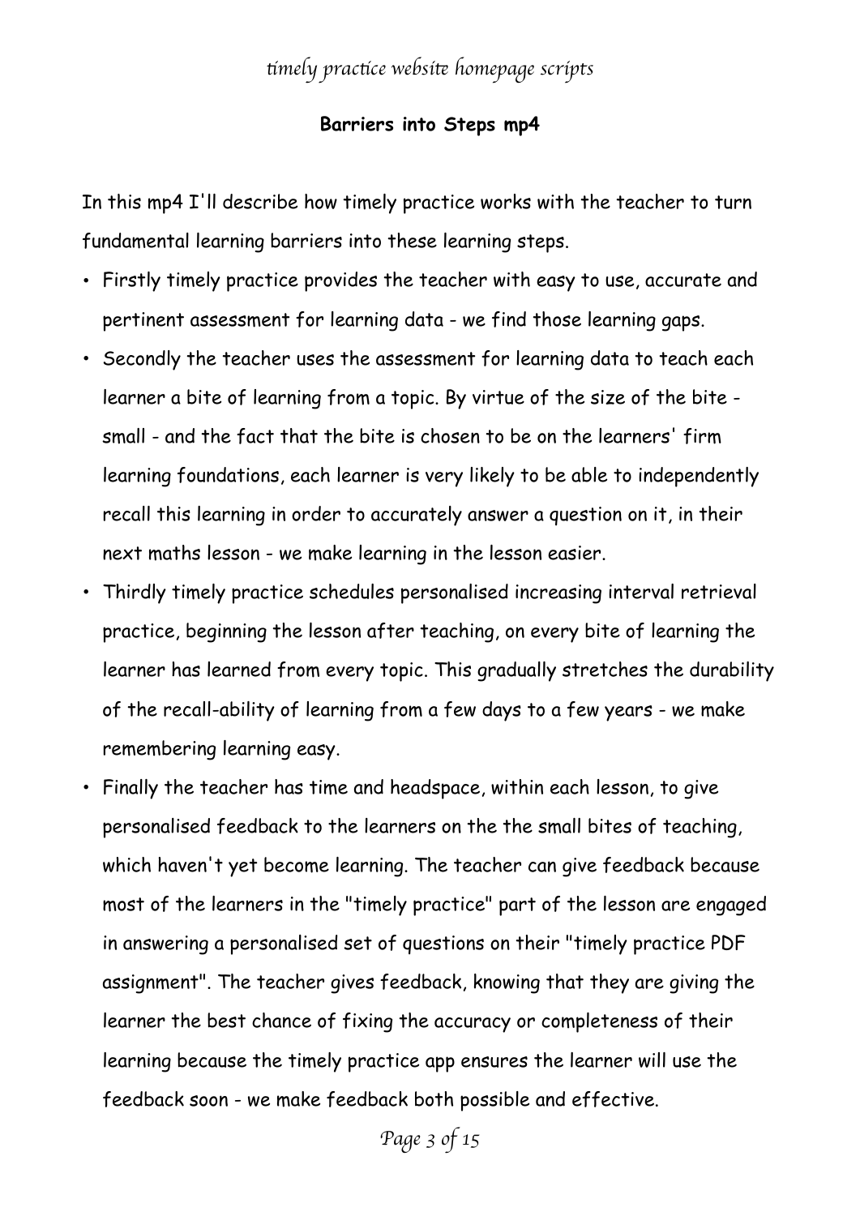## Barriers into Steps mp4

In this mp4 I'll describe how timely practice works with the teacher to turn fundamental learning barriers into these learning steps.

- Firstly timely practice provides the teacher with easy to use, accurate and pertinent assessment for learning data - we find those learning gaps.
- Secondly the teacher uses the assessment for learning data to teach each learner a bite of learning from a topic. By virtue of the size of the bite - small - and the fact that the bite is chosen to be on the learners' firm learning foundations, each learner is very likely to be able to independently recall this learning in order to accurately answer a question on it, in their next maths lesson - we make learning in the lesson easier.
- Thirdly timely practice schedules personalised increasing interval retrieval practice, beginning the lesson after teaching, on every bite of learning the learner has learned from every topic. This gradually stretches the durability of the recall-ability of learning from a few days to a few years - we make remembering learning easy.
- Finally the teacher has time and headspace, within each lesson, to give personalised feedback to the learners on the the small bites of teaching, which haven't yet become learning. The teacher can give feedback because most of the learners in the "timely practice" part of the lesson are engaged in answering a personalised set of questions on their "timely practice PDF assignment". The teacher gives feedback, knowing that they are giving the learner the best chance of fixing the accuracy or completeness of their learning because the timely practice app ensures the learner will use the feedback soon - we make feedback both possible and effective.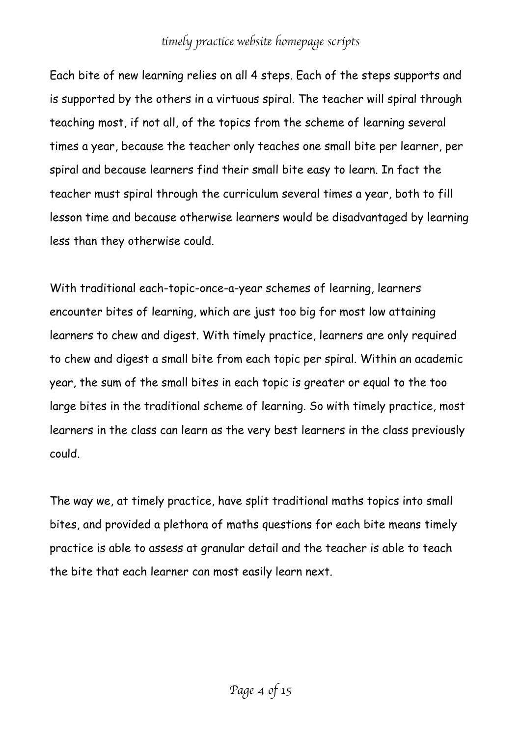Each bite of new learning relies on all 4 steps. Each of the steps supports and is supported by the others in a virtuous spiral. The teacher will spiral through teaching most, if not all, of the topics from the scheme of learning several times a year, because the teacher only teaches one small bite per learner, per spiral and because learners find their small bite easy to learn. In fact the teacher must spiral through the curriculum several times a year, both to fill lesson time and because otherwise learners would be disadvantaged by learning less than they otherwise could.

With traditional each-topic-once-a-year schemes of learning, learners encounter bites of learning, which are just too big for most low attaining learners to chew and digest. With timely practice, learners are only required to chew and digest a small bite from each topic per spiral. Within an academic year, the sum of the small bites in each topic is greater or equal to the too large bites in the traditional scheme of learning. So with timely practice, most learners in the class can learn as the very best learners in the class previously could.

The way we, at timely practice, have split traditional maths topics into small bites, and provided a plethora of maths questions for each bite means timely practice is able to assess at granular detail and the teacher is able to teach the bite that each learner can most easily learn next.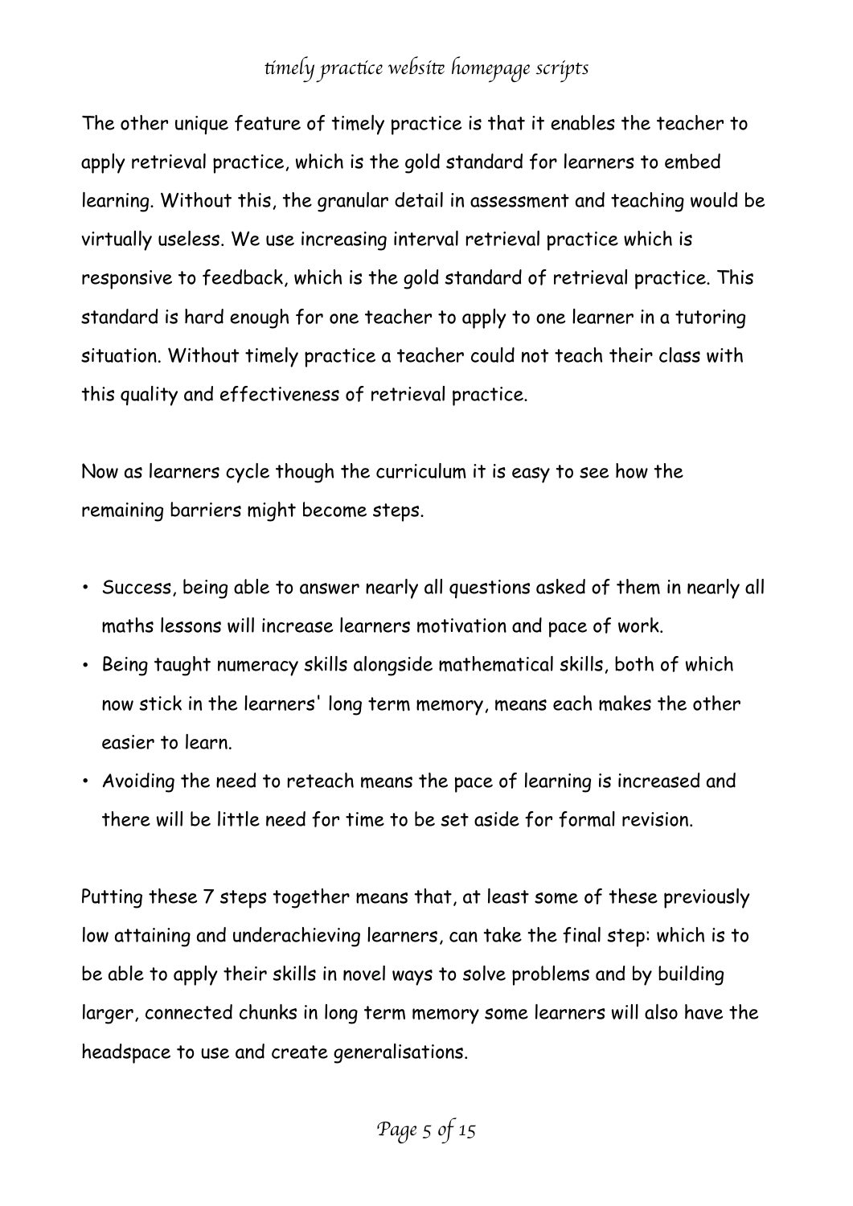The other unique feature of timely practice is that it enables the teacher to apply retrieval practice, which is the gold standard for learners to embed learning. Without this, the granular detail in assessment and teaching would be virtually useless. We use increasing interval retrieval practice which is responsive to feedback, which is the gold standard of retrieval practice. This standard is hard enough for one teacher to apply to one learner in a tutoring situation. Without timely practice a teacher could not teach their class with this quality and effectiveness of retrieval practice.

Now as learners cycle though the curriculum it is easy to see how the remaining barriers might become steps.

- Success, being able to answer nearly all questions asked of them in nearly all maths lessons will increase learners motivation and pace of work.
- Being taught numeracy skills alongside mathematical skills, both of which now stick in the learners' long term memory, means each makes the other easier to learn.
- Avoiding the need to reteach means the pace of learning is increased and there will be little need for time to be set aside for formal revision.

Putting these 7 steps together means that, at least some of these previously low attaining and underachieving learners, can take the final step: which is to be able to apply their skills in novel ways to solve problems and by building larger, connected chunks in long term memory some learners will also have the headspace to use and create generalisations.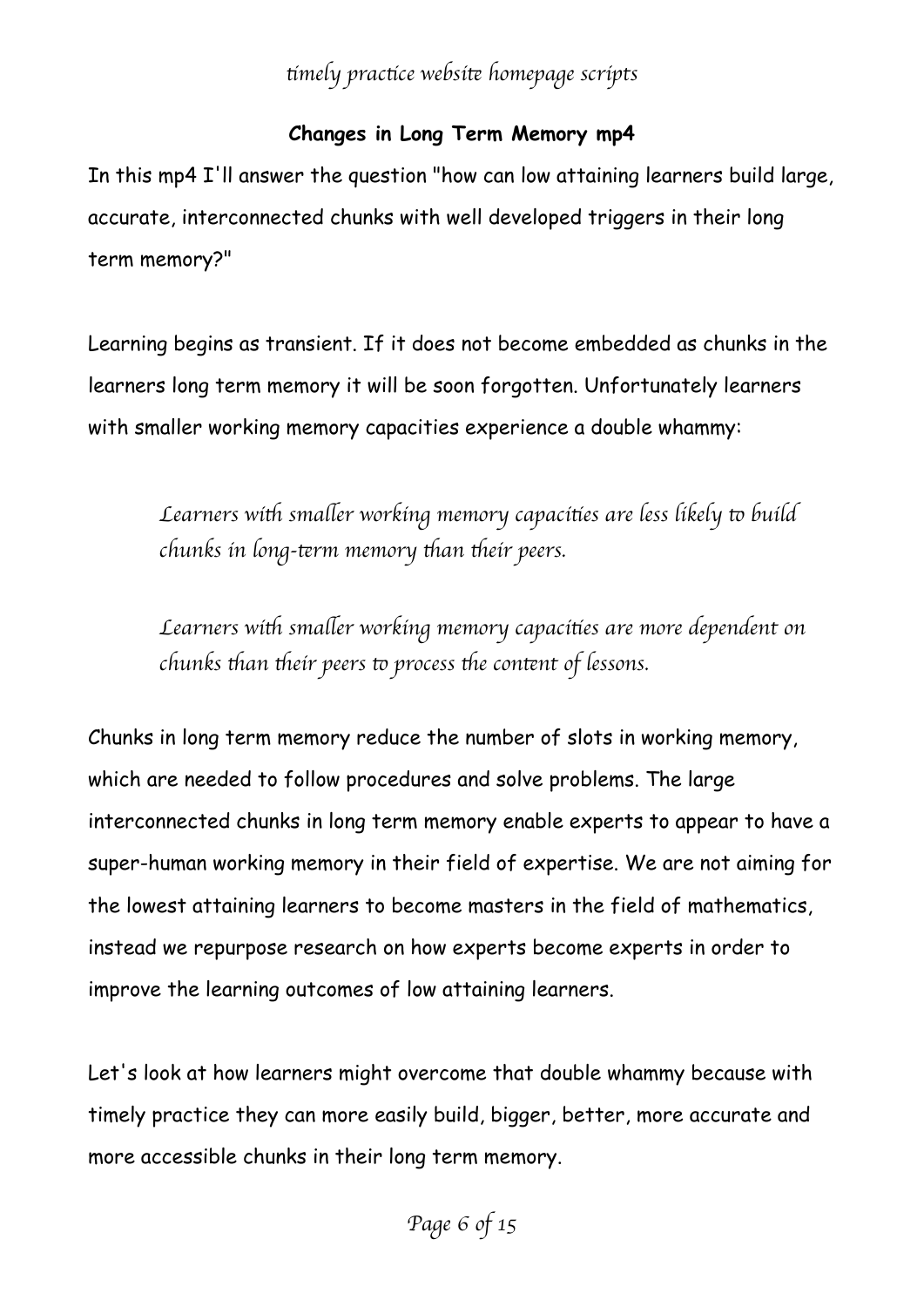**Changes in Long Term Memory mp4**

In this mp4 I'll answer the question "how can low attaining learners build large, accurate, interconnected chunks with well developed triggers in their long term memory?"

Learning begins as transient. If it does not become embedded as chunks in the learners long term memory it will be soon forgotten. Unfortunately learners with smaller working memory capacities experience a double whammy:

> *Learners with smaller working memory capacities are less likely to build chunks in long-term memory than their peers.*
>
> *Learners with smaller working memory capacities are more dependent on chunks than their peers to process the content of lessons.*

Chunks in long term memory reduce the number of slots in working memory, which are needed to follow procedures and solve problems. The large interconnected chunks in long term memory enable experts to appear to have a super-human working memory in their field of expertise. We are not aiming for the lowest attaining learners to become masters in the field of mathematics, instead we repurpose research on how experts become experts in order to improve the learning outcomes of low attaining learners.

Let's look at how learners might overcome that double whammy because with timely practice they can more easily build, bigger, better, more accurate and more accessible chunks in their long term memory.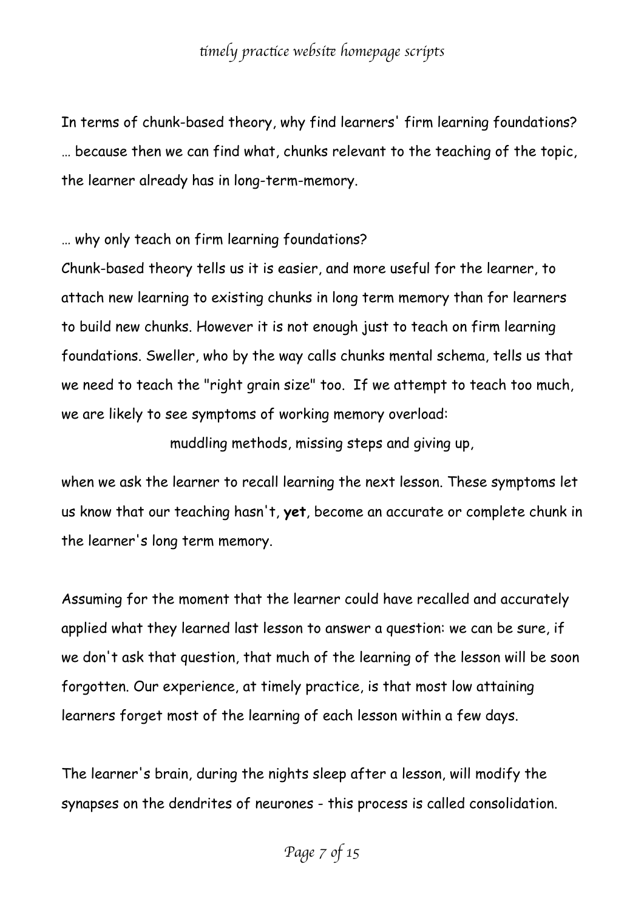In terms of chunk-based theory, why find learners' firm learning foundations? … because then we can find what, chunks relevant to the teaching of the topic, the learner already has in long-term-memory.

… why only teach on firm learning foundations?

Chunk-based theory tells us it is easier, and more useful for the learner, to attach new learning to existing chunks in long term memory than for learners to build new chunks. However it is not enough just to teach on firm learning foundations. Sweller, who by the way calls chunks mental schema, tells us that we need to teach the "right grain size" too. If we attempt to teach too much, we are likely to see symptoms of working memory overload:

muddling methods, missing steps and giving up,

when we ask the learner to recall learning the next lesson. These symptoms let us know that our teaching hasn't, **yet**, become an accurate or complete chunk in the learner's long term memory.

Assuming for the moment that the learner could have recalled and accurately applied what they learned last lesson to answer a question: we can be sure, if we don't ask that question, that much of the learning of the lesson will be soon forgotten. Our experience, at timely practice, is that most low attaining learners forget most of the learning of each lesson within a few days.

The learner's brain, during the nights sleep after a lesson, will modify the synapses on the dendrites of neurones - this process is called consolidation.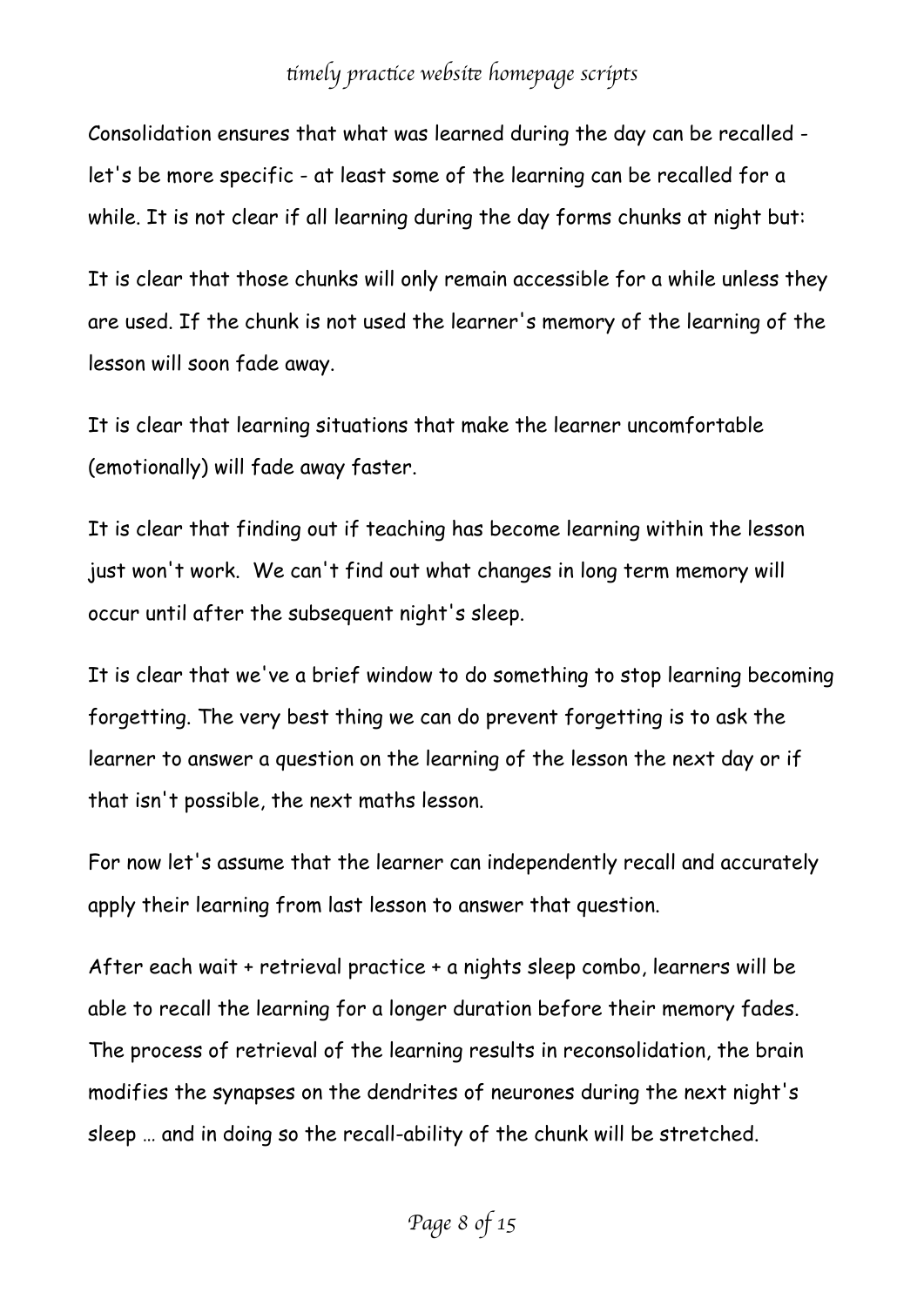Consolidation ensures that what was learned during the day can be recalled - let's be more specific - at least some of the learning can be recalled for a while. It is not clear if all learning during the day forms chunks at night but:

It is clear that those chunks will only remain accessible for a while unless they are used. If the chunk is not used the learner's memory of the learning of the lesson will soon fade away.

It is clear that learning situations that make the learner uncomfortable (emotionally) will fade away faster.

It is clear that finding out if teaching has become learning within the lesson just won't work. We can't find out what changes in long term memory will occur until after the subsequent night's sleep.

It is clear that we've a brief window to do something to stop learning becoming forgetting. The very best thing we can do prevent forgetting is to ask the learner to answer a question on the learning of the lesson the next day or if that isn't possible, the next maths lesson.

For now let's assume that the learner can independently recall and accurately apply their learning from last lesson to answer that question.

After each wait + retrieval practice + a nights sleep combo, learners will be able to recall the learning for a longer duration before their memory fades. The process of retrieval of the learning results in reconsolidation, the brain modifies the synapses on the dendrites of neurones during the next night's sleep … and in doing so the recall-ability of the chunk will be stretched.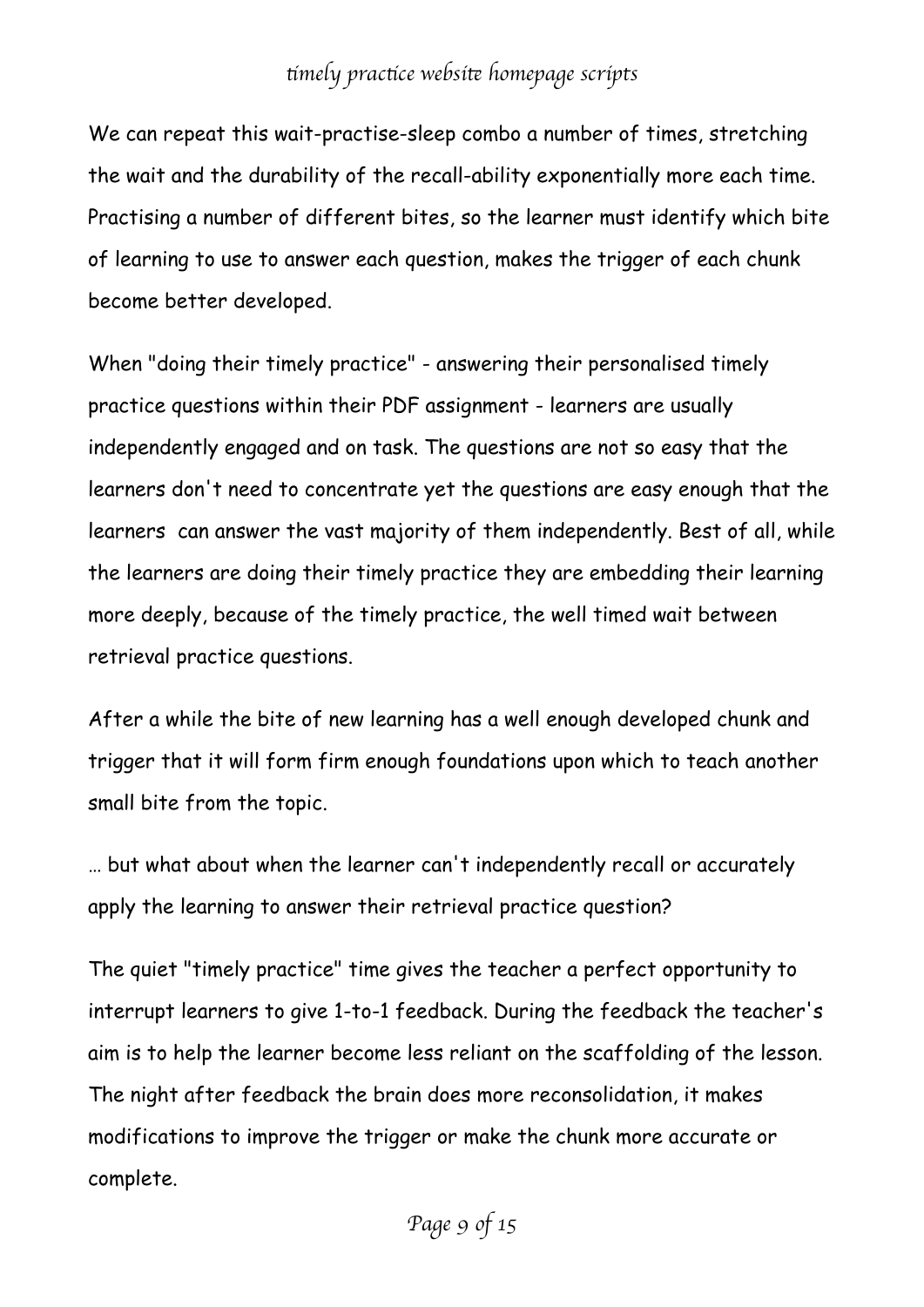We can repeat this wait-practise-sleep combo a number of times, stretching the wait and the durability of the recall-ability exponentially more each time. Practising a number of different bites, so the learner must identify which bite of learning to use to answer each question, makes the trigger of each chunk become better developed.

When "doing their timely practice" - answering their personalised timely practice questions within their PDF assignment - learners are usually independently engaged and on task. The questions are not so easy that the learners don't need to concentrate yet the questions are easy enough that the learners can answer the vast majority of them independently. Best of all, while the learners are doing their timely practice they are embedding their learning more deeply, because of the timely practice, the well timed wait between retrieval practice questions.

After a while the bite of new learning has a well enough developed chunk and trigger that it will form firm enough foundations upon which to teach another small bite from the topic.

… but what about when the learner can't independently recall or accurately apply the learning to answer their retrieval practice question?

The quiet "timely practice" time gives the teacher a perfect opportunity to interrupt learners to give 1-to-1 feedback. During the feedback the teacher's aim is to help the learner become less reliant on the scaffolding of the lesson. The night after feedback the brain does more reconsolidation, it makes modifications to improve the trigger or make the chunk more accurate or complete.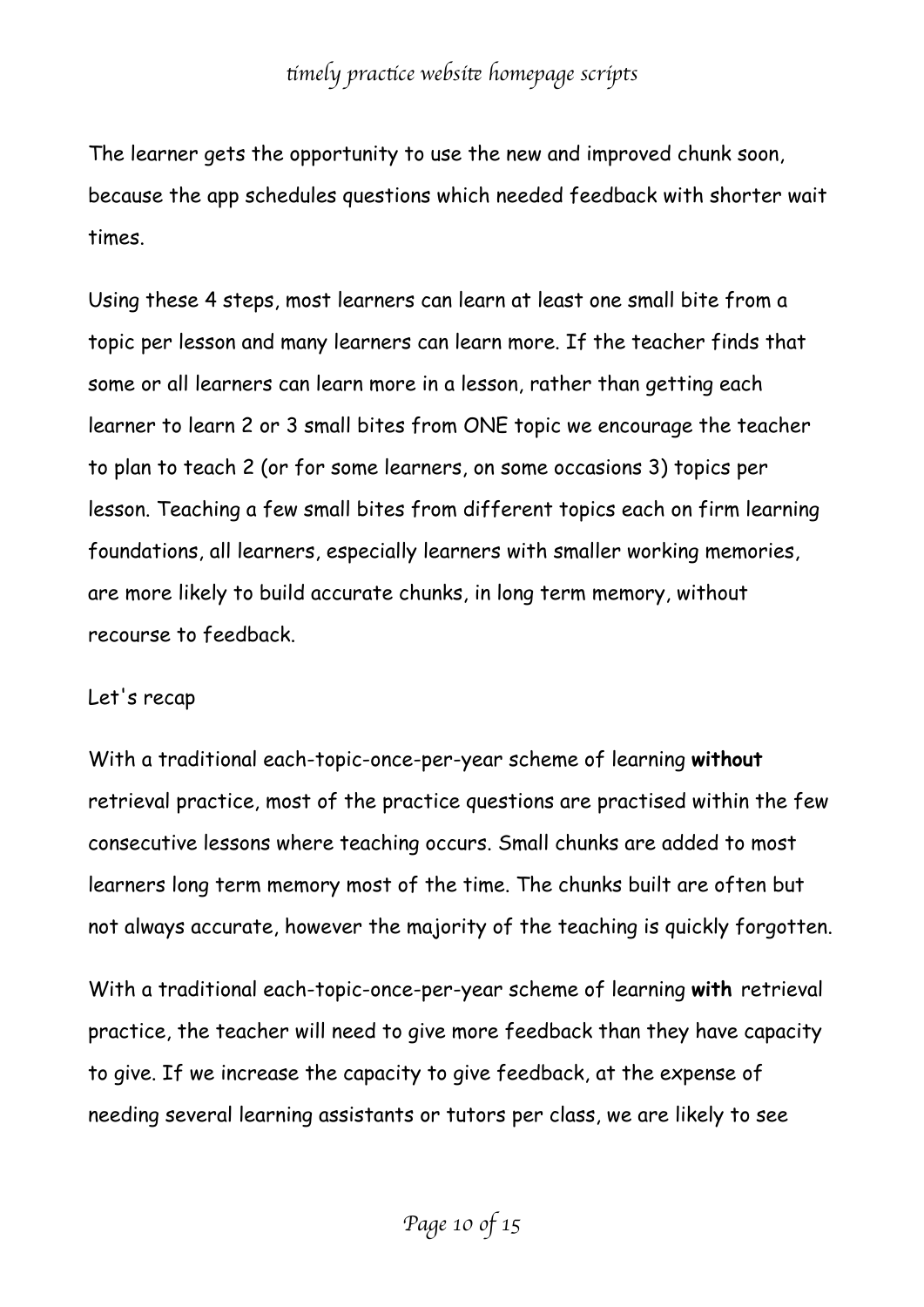The learner gets the opportunity to use the new and improved chunk soon, because the app schedules questions which needed feedback with shorter wait times.

Using these 4 steps, most learners can learn at least one small bite from a topic per lesson and many learners can learn more. If the teacher finds that some or all learners can learn more in a lesson, rather than getting each learner to learn 2 or 3 small bites from ONE topic we encourage the teacher to plan to teach 2 (or for some learners, on some occasions 3) topics per lesson. Teaching a few small bites from different topics each on firm learning foundations, all learners, especially learners with smaller working memories, are more likely to build accurate chunks, in long term memory, without recourse to feedback.

Let's recap

With a traditional each-topic-once-per-year scheme of learning **without** retrieval practice, most of the practice questions are practised within the few consecutive lessons where teaching occurs. Small chunks are added to most learners long term memory most of the time. The chunks built are often but not always accurate, however the majority of the teaching is quickly forgotten.

With a traditional each-topic-once-per-year scheme of learning **with** retrieval practice, the teacher will need to give more feedback than they have capacity to give. If we increase the capacity to give feedback, at the expense of needing several learning assistants or tutors per class, we are likely to see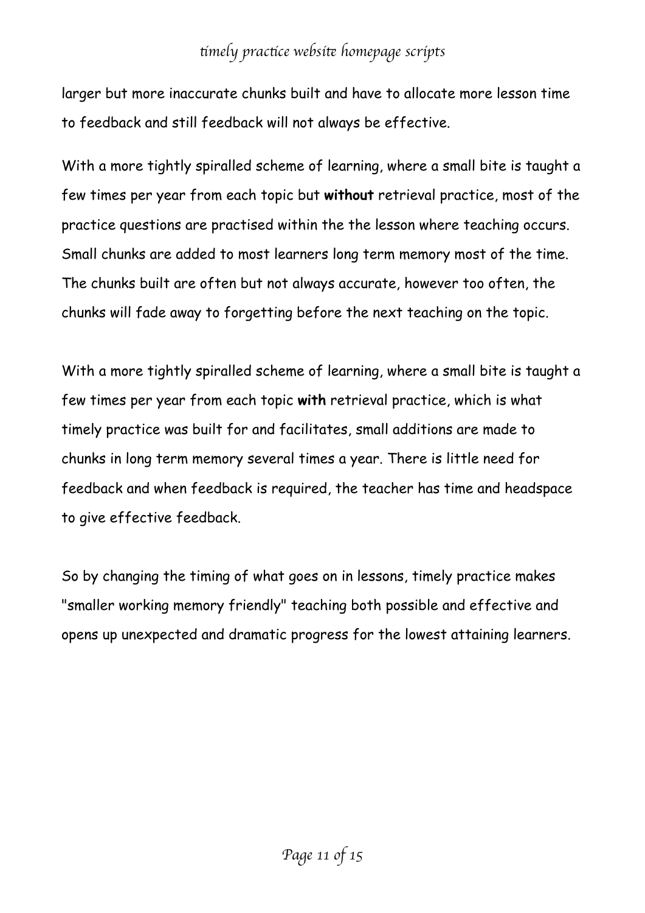larger but more inaccurate chunks built and have to allocate more lesson time to feedback and still feedback will not always be effective.

With a more tightly spiralled scheme of learning, where a small bite is taught a few times per year from each topic but **without** retrieval practice, most of the practice questions are practised within the the lesson where teaching occurs. Small chunks are added to most learners long term memory most of the time. The chunks built are often but not always accurate, however too often, the chunks will fade away to forgetting before the next teaching on the topic.

With a more tightly spiralled scheme of learning, where a small bite is taught a few times per year from each topic **with** retrieval practice, which is what timely practice was built for and facilitates, small additions are made to chunks in long term memory several times a year. There is little need for feedback and when feedback is required, the teacher has time and headspace to give effective feedback.

So by changing the timing of what goes on in lessons, timely practice makes "smaller working memory friendly" teaching both possible and effective and opens up unexpected and dramatic progress for the lowest attaining learners.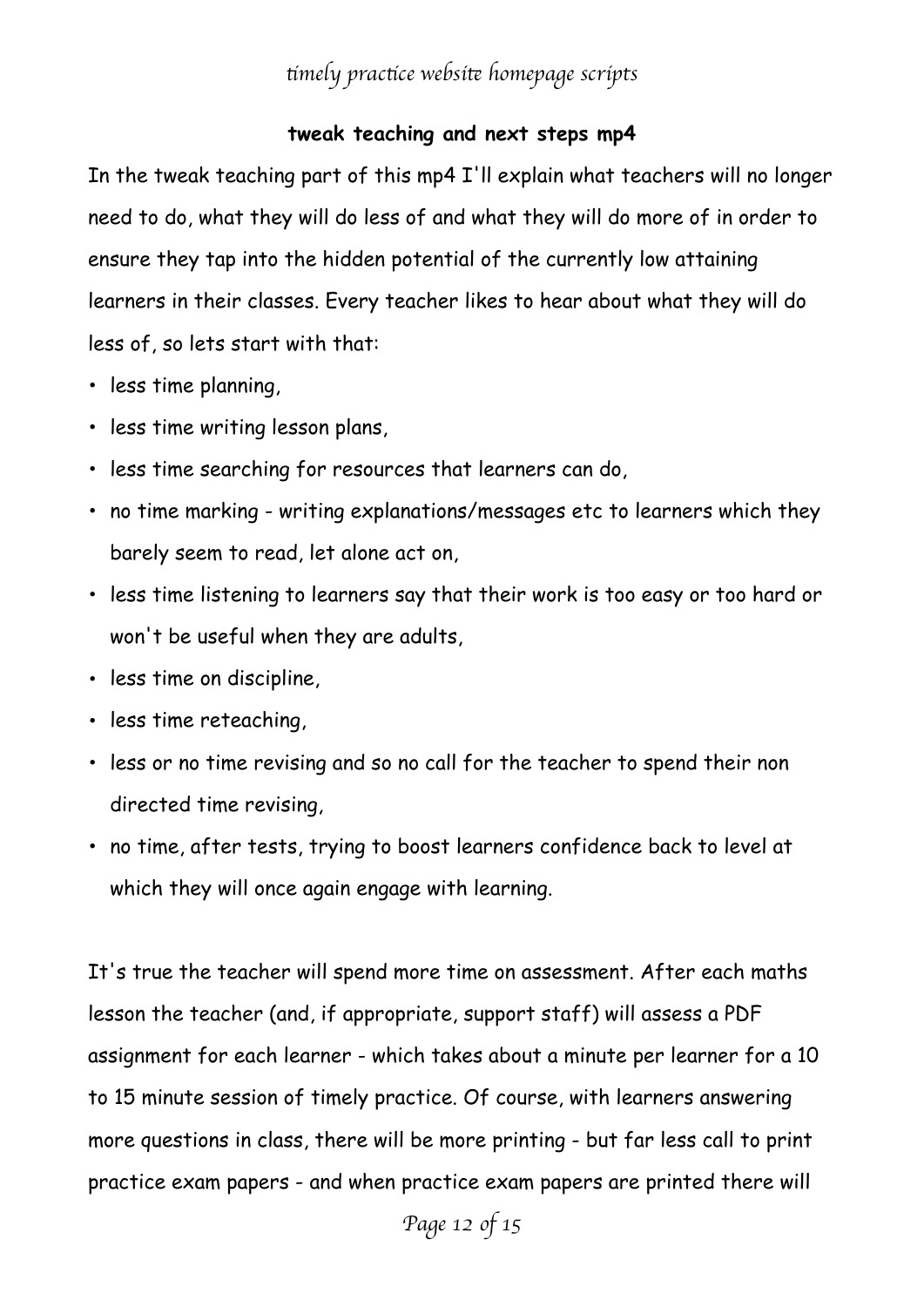## tweak teaching and next steps mp4

In the tweak teaching part of this mp4 I'll explain what teachers will no longer need to do, what they will do less of and what they will do more of in order to ensure they tap into the hidden potential of the currently low attaining learners in their classes. Every teacher likes to hear about what they will do less of, so lets start with that:

- less time planning,
- less time writing lesson plans,
- less time searching for resources that learners can do,
- no time marking - writing explanations/messages etc to learners which they barely seem to read, let alone act on,
- less time listening to learners say that their work is too easy or too hard or won't be useful when they are adults,
- less time on discipline,
- less time reteaching,
- less or no time revising and so no call for the teacher to spend their non directed time revising,
- no time, after tests, trying to boost learners confidence back to level at which they will once again engage with learning.

It's true the teacher will spend more time on assessment. After each maths lesson the teacher (and, if appropriate, support staff) will assess a PDF assignment for each learner - which takes about a minute per learner for a 10 to 15 minute session of timely practice. Of course, with learners answering more questions in class, there will be more printing - but far less call to print practice exam papers - and when practice exam papers are printed there will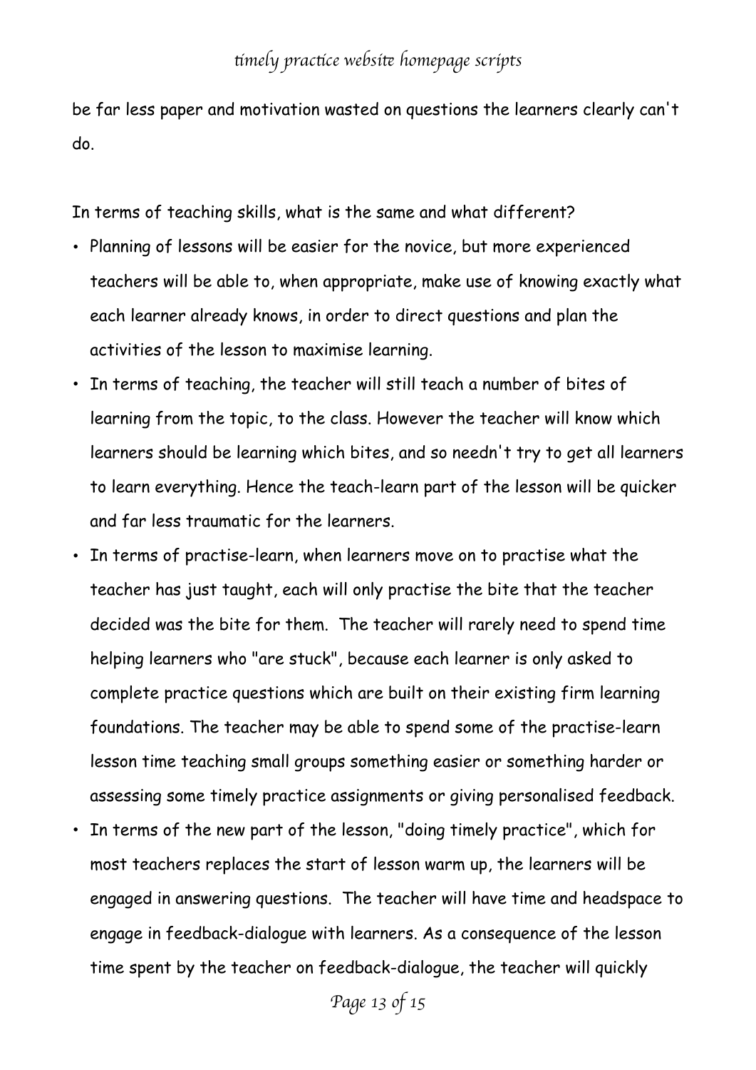be far less paper and motivation wasted on questions the learners clearly can't do.

In terms of teaching skills, what is the same and what different?

- Planning of lessons will be easier for the novice, but more experienced teachers will be able to, when appropriate, make use of knowing exactly what each learner already knows, in order to direct questions and plan the activities of the lesson to maximise learning.
- In terms of teaching, the teacher will still teach a number of bites of learning from the topic, to the class. However the teacher will know which learners should be learning which bites, and so needn't try to get all learners to learn everything. Hence the teach-learn part of the lesson will be quicker and far less traumatic for the learners.
- In terms of practise-learn, when learners move on to practise what the teacher has just taught, each will only practise the bite that the teacher decided was the bite for them. The teacher will rarely need to spend time helping learners who "are stuck", because each learner is only asked to complete practice questions which are built on their existing firm learning foundations. The teacher may be able to spend some of the practise-learn lesson time teaching small groups something easier or something harder or assessing some timely practice assignments or giving personalised feedback.
- In terms of the new part of the lesson, "doing timely practice", which for most teachers replaces the start of lesson warm up, the learners will be engaged in answering questions. The teacher will have time and headspace to engage in feedback-dialogue with learners. As a consequence of the lesson time spent by the teacher on feedback-dialogue, the teacher will quickly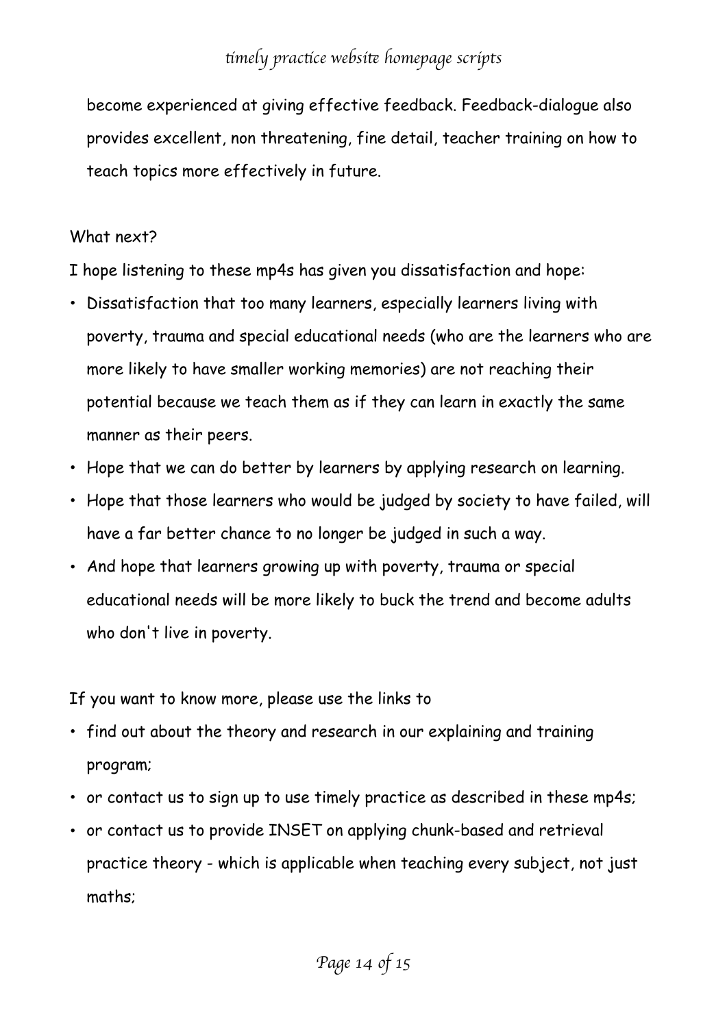become experienced at giving effective feedback. Feedback-dialogue also provides excellent, non threatening, fine detail, teacher training on how to teach topics more effectively in future.

What next?

I hope listening to these mp4s has given you dissatisfaction and hope:

- Dissatisfaction that too many learners, especially learners living with poverty, trauma and special educational needs (who are the learners who are more likely to have smaller working memories) are not reaching their potential because we teach them as if they can learn in exactly the same manner as their peers.
- Hope that we can do better by learners by applying research on learning.
- Hope that those learners who would be judged by society to have failed, will have a far better chance to no longer be judged in such a way.
- And hope that learners growing up with poverty, trauma or special educational needs will be more likely to buck the trend and become adults who don't live in poverty.

If you want to know more, please use the links to

- find out about the theory and research in our explaining and training program;
- or contact us to sign up to use timely practice as described in these mp4s;
- or contact us to provide INSET on applying chunk-based and retrieval practice theory - which is applicable when teaching every subject, not just maths;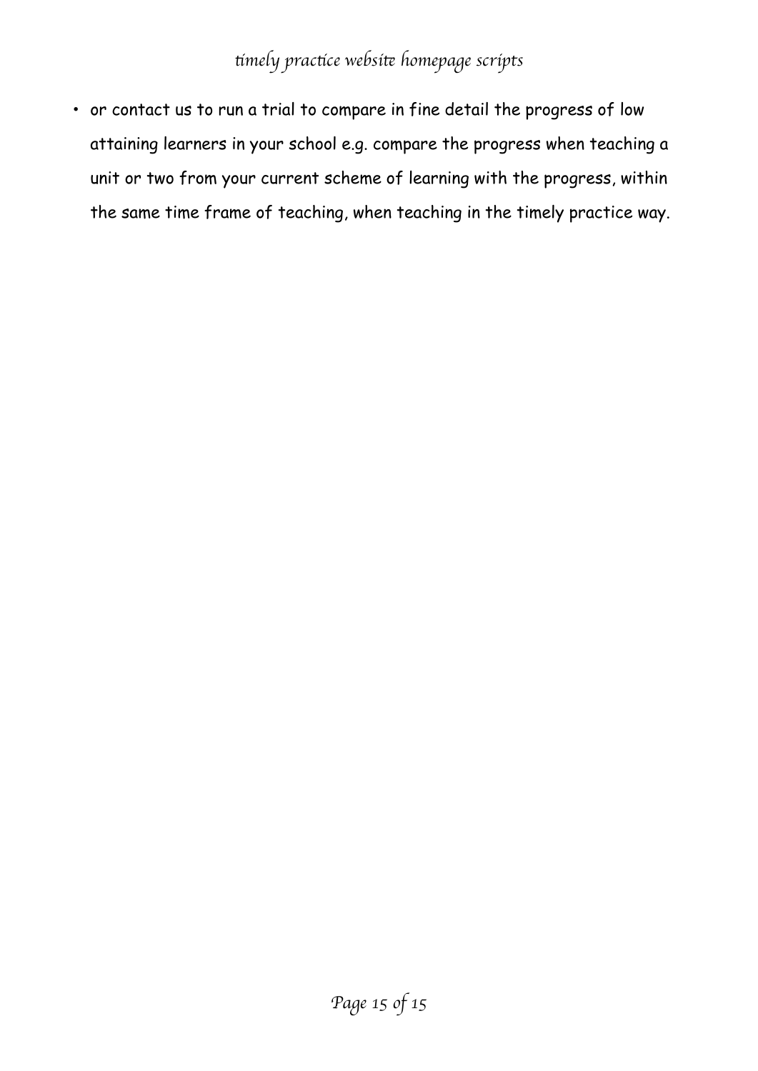- or contact us to run a trial to compare in fine detail the progress of low attaining learners in your school e.g. compare the progress when teaching a unit or two from your current scheme of learning with the progress, within the same time frame of teaching, when teaching in the timely practice way.